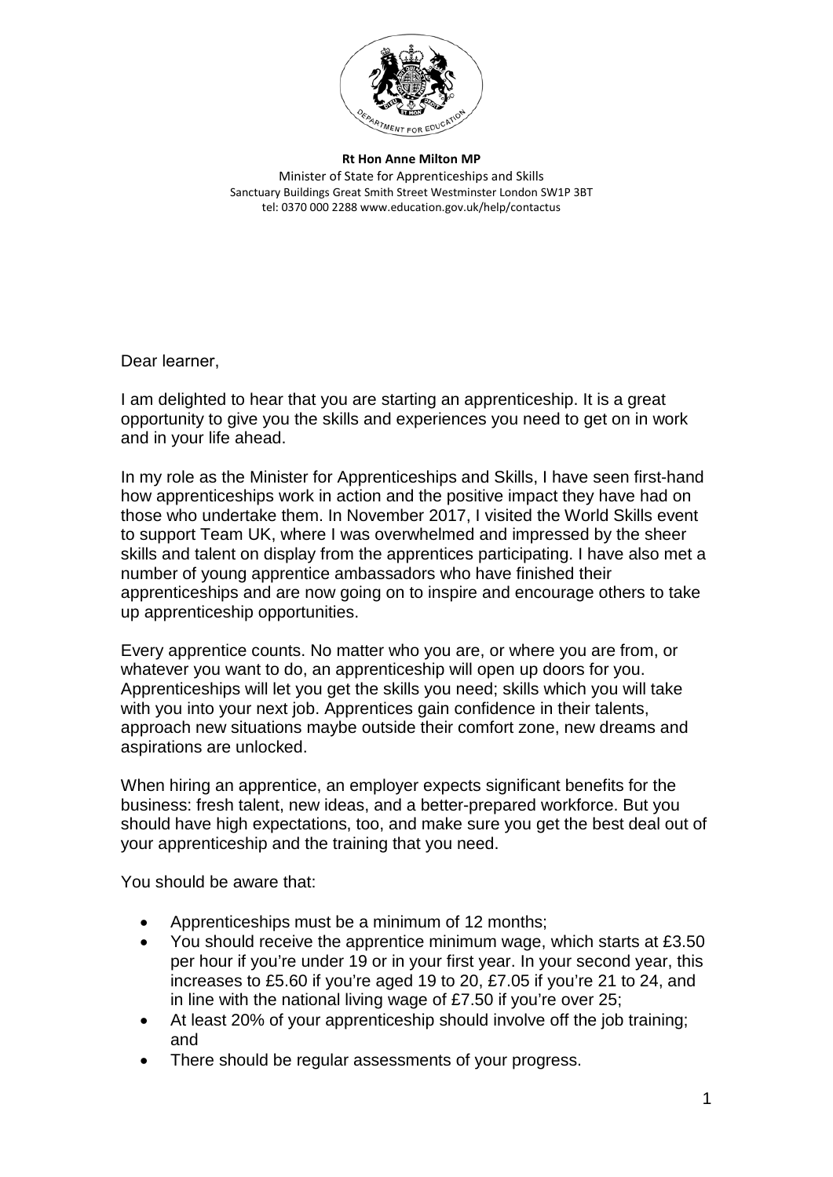**Rt Hon Anne Milton MP**
Minister of State for Apprenticeships and Skills
Sanctuary Buildings Great Smith Street Westminster London SW1P 3BT
tel: 0370 000 2288 www.education.gov.uk/help/contactus

Dear learner,

I am delighted to hear that you are starting an apprenticeship. It is a great opportunity to give you the skills and experiences you need to get on in work and in your life ahead.

In my role as the Minister for Apprenticeships and Skills, I have seen first-hand how apprenticeships work in action and the positive impact they have had on those who undertake them. In November 2017, I visited the World Skills event to support Team UK, where I was overwhelmed and impressed by the sheer skills and talent on display from the apprentices participating. I have also met a number of young apprentice ambassadors who have finished their apprenticeships and are now going on to inspire and encourage others to take up apprenticeship opportunities.

Every apprentice counts. No matter who you are, or where you are from, or whatever you want to do, an apprenticeship will open up doors for you. Apprenticeships will let you get the skills you need; skills which you will take with you into your next job. Apprentices gain confidence in their talents, approach new situations maybe outside their comfort zone, new dreams and aspirations are unlocked.

When hiring an apprentice, an employer expects significant benefits for the business: fresh talent, new ideas, and a better-prepared workforce. But you should have high expectations, too, and make sure you get the best deal out of your apprenticeship and the training that you need.

You should be aware that:

- Apprenticeships must be a minimum of 12 months;
- You should receive the apprentice minimum wage, which starts at £3.50 per hour if you're under 19 or in your first year. In your second year, this increases to £5.60 if you're aged 19 to 20, £7.05 if you're 21 to 24, and in line with the national living wage of £7.50 if you're over 25;
- At least 20% of your apprenticeship should involve off the job training; and
- There should be regular assessments of your progress.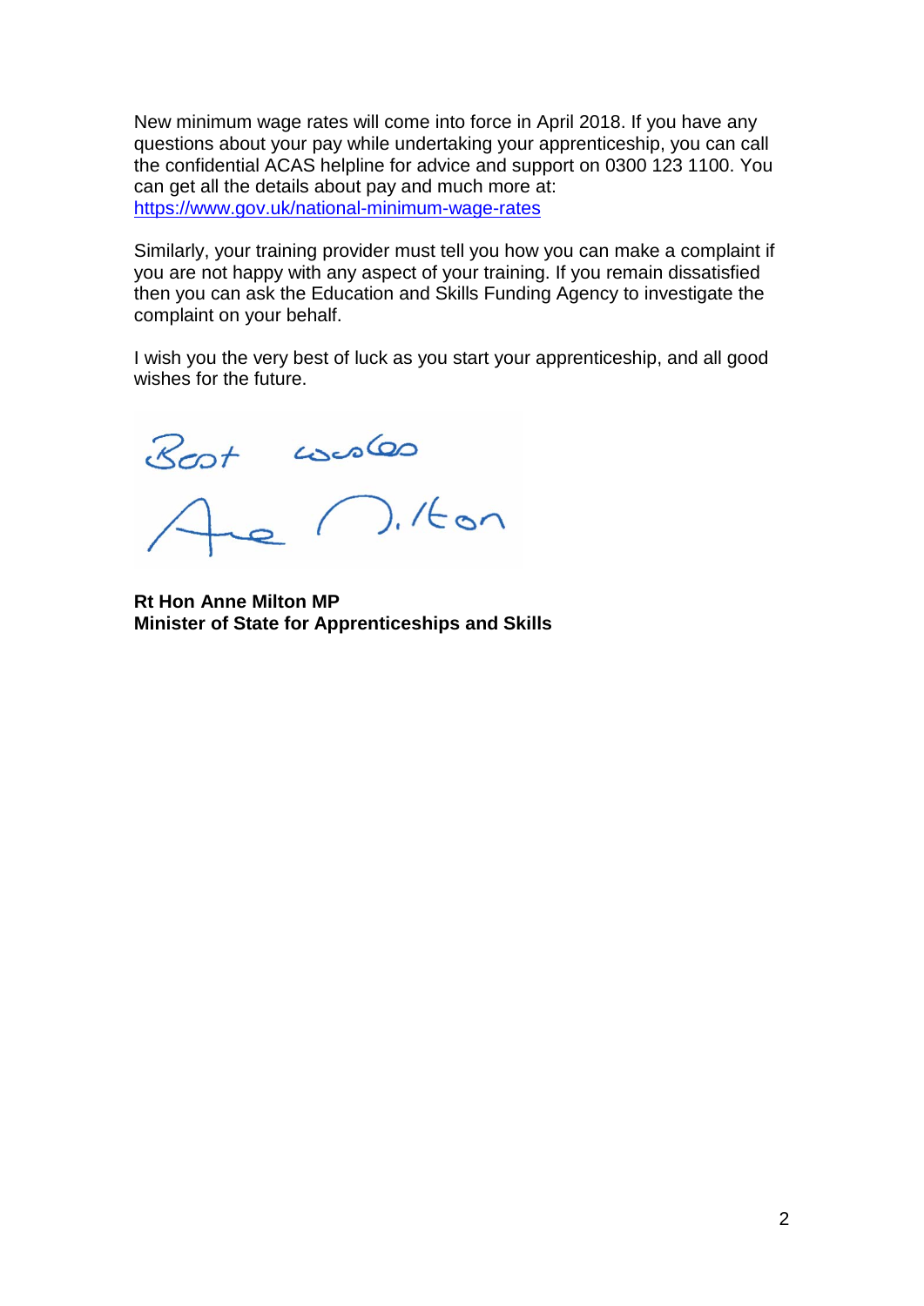New minimum wage rates will come into force in April 2018. If you have any questions about your pay while undertaking your apprenticeship, you can call the confidential ACAS helpline for advice and support on 0300 123 1100. You can get all the details about pay and much more at: https://www.gov.uk/national-minimum-wage-rates

Similarly, your training provider must tell you how you can make a complaint if you are not happy with any aspect of your training. If you remain dissatisfied then you can ask the Education and Skills Funding Agency to investigate the complaint on your behalf.

I wish you the very best of luck as you start your apprenticeship, and all good wishes for the future.

Best wishes

Anne Milton

**Rt Hon Anne Milton MP**
**Minister of State for Apprenticeships and Skills**